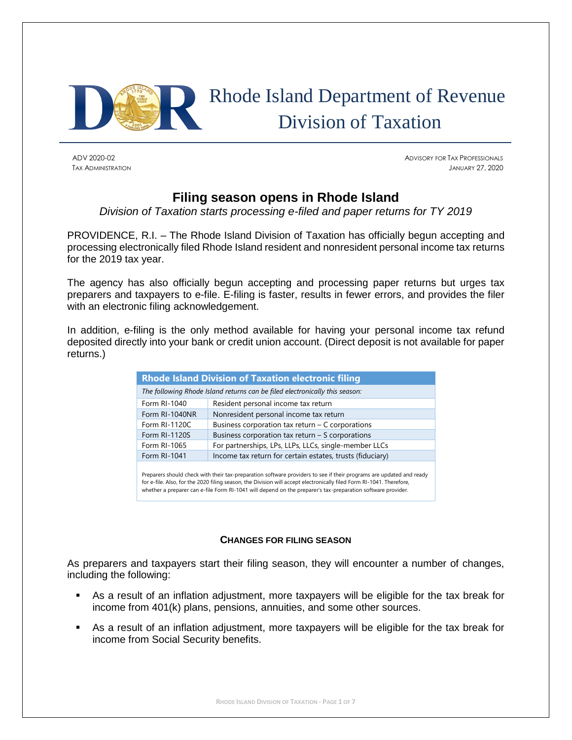# Rhode Island Department of Revenue Division of Taxation

ADV 2020-02
TAX ADMINISTRATION

ADVISORY FOR TAX PROFESSIONALS
JANUARY 27, 2020

## Filing season opens in Rhode Island

*Division of Taxation starts processing e-filed and paper returns for TY 2019*

PROVIDENCE, R.I. – The Rhode Island Division of Taxation has officially begun accepting and processing electronically filed Rhode Island resident and nonresident personal income tax returns for the 2019 tax year.

The agency has also officially begun accepting and processing paper returns but urges tax preparers and taxpayers to e-file. E-filing is faster, results in fewer errors, and provides the filer with an electronic filing acknowledgement.

In addition, e-filing is the only method available for having your personal income tax refund deposited directly into your bank or credit union account. (Direct deposit is not available for paper returns.)

| Rhode Island Division of Taxation electronic filing | |
|---|---|
| *The following Rhode Island returns can be filed electronically this season:* | |
| Form RI-1040 | Resident personal income tax return |
| Form RI-1040NR | Nonresident personal income tax return |
| Form RI-1120C | Business corporation tax return – C corporations |
| Form RI-1120S | Business corporation tax return – S corporations |
| Form RI-1065 | For partnerships, LPs, LLPs, LLCs, single-member LLCs |
| Form RI-1041 | Income tax return for certain estates, trusts (fiduciary) |

Preparers should check with their tax-preparation software providers to see if their programs are updated and ready for e-file. Also, for the 2020 filing season, the Division will accept electronically filed Form RI-1041. Therefore, whether a preparer can e-file Form RI-1041 will depend on the preparer's tax-preparation software provider.

### CHANGES FOR FILING SEASON

As preparers and taxpayers start their filing season, they will encounter a number of changes, including the following:

- As a result of an inflation adjustment, more taxpayers will be eligible for the tax break for income from 401(k) plans, pensions, annuities, and some other sources.
- As a result of an inflation adjustment, more taxpayers will be eligible for the tax break for income from Social Security benefits.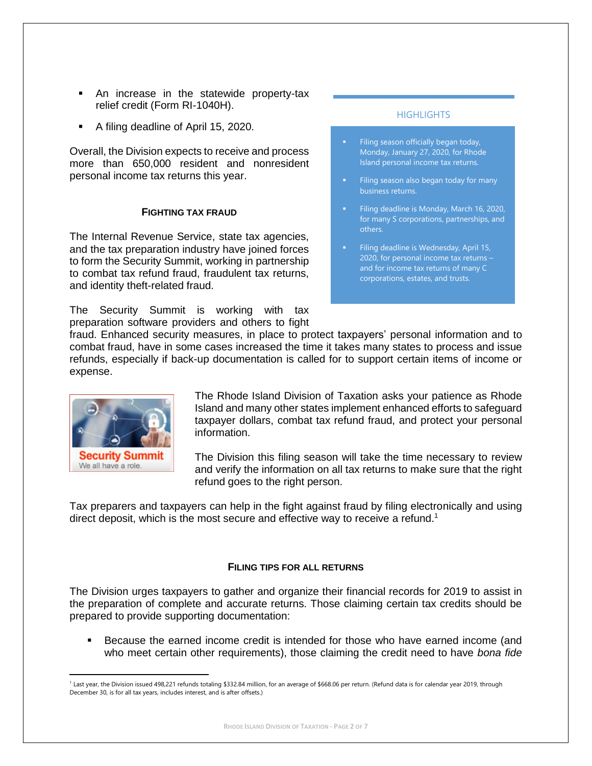- An increase in the statewide property-tax relief credit (Form RI-1040H).
- A filing deadline of April 15, 2020.

Overall, the Division expects to receive and process more than 650,000 resident and nonresident personal income tax returns this year.

### HIGHLIGHTS

- Filing season officially began today, Monday, January 27, 2020, for Rhode Island personal income tax returns.
- Filing season also began today for many business returns.
- Filing deadline is Monday, March 16, 2020, for many S corporations, partnerships, and others.
- Filing deadline is Wednesday, April 15, 2020, for personal income tax returns – and for income tax returns of many C corporations, estates, and trusts.

### FIGHTING TAX FRAUD

The Internal Revenue Service, state tax agencies, and the tax preparation industry have joined forces to form the Security Summit, working in partnership to combat tax refund fraud, fraudulent tax returns, and identity theft-related fraud.

The Security Summit is working with tax preparation software providers and others to fight fraud. Enhanced security measures, in place to protect taxpayers' personal information and to combat fraud, have in some cases increased the time it takes many states to process and issue refunds, especially if back-up documentation is called for to support certain items of income or expense.

Security Summit
We all have a role.

The Rhode Island Division of Taxation asks your patience as Rhode Island and many other states implement enhanced efforts to safeguard taxpayer dollars, combat tax refund fraud, and protect your personal information.

The Division this filing season will take the time necessary to review and verify the information on all tax returns to make sure that the right refund goes to the right person.

Tax preparers and taxpayers can help in the fight against fraud by filing electronically and using direct deposit, which is the most secure and effective way to receive a refund.[1]

### FILING TIPS FOR ALL RETURNS

The Division urges taxpayers to gather and organize their financial records for 2019 to assist in the preparation of complete and accurate returns. Those claiming certain tax credits should be prepared to provide supporting documentation:

- Because the earned income credit is intended for those who have earned income (and who meet certain other requirements), those claiming the credit need to have *bona fide*

[1] Last year, the Division issued 498,221 refunds totaling $332.84 million, for an average of $668.06 per return. (Refund data is for calendar year 2019, through December 30, is for all tax years, includes interest, and is after offsets.)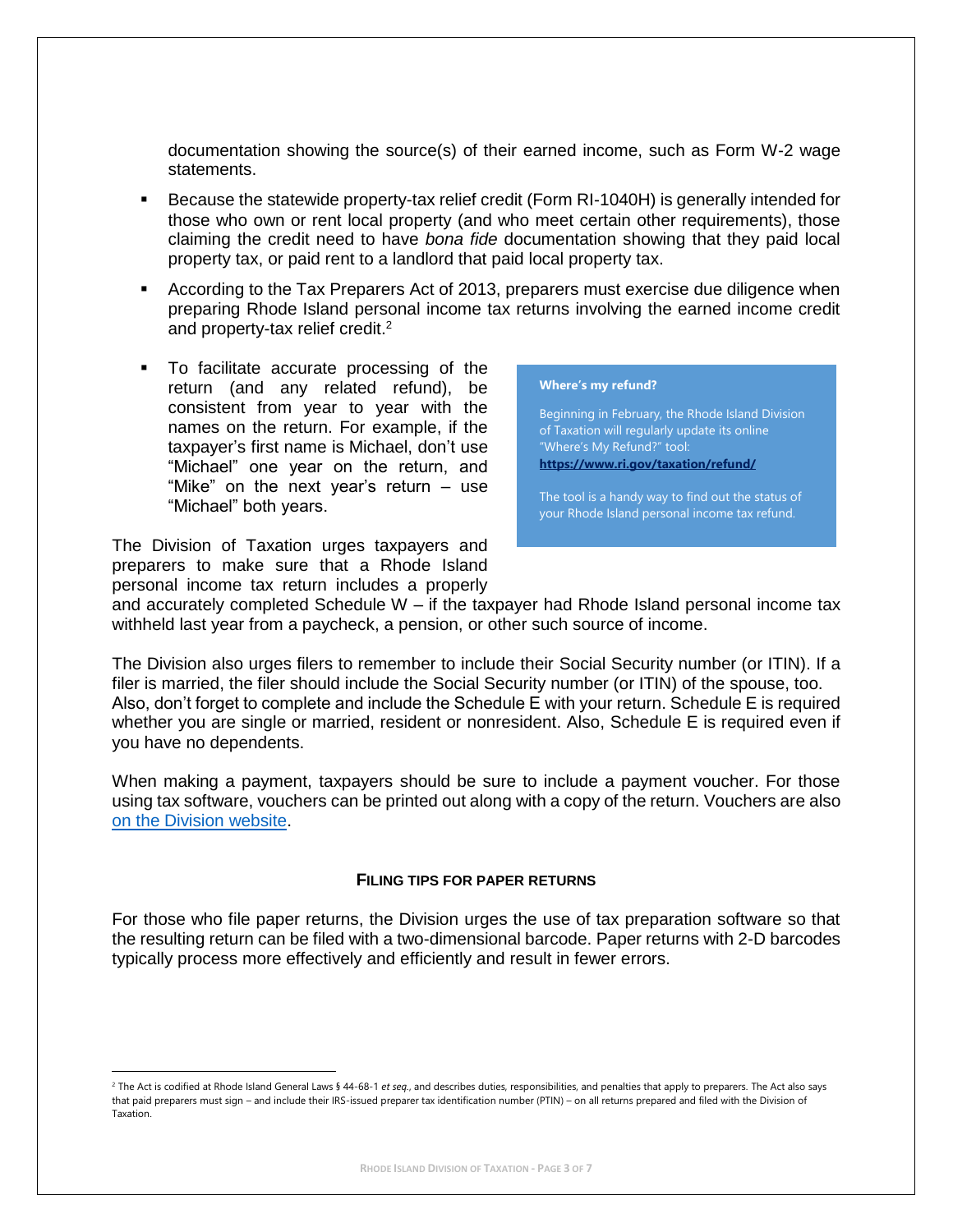documentation showing the source(s) of their earned income, such as Form W-2 wage statements.

- Because the statewide property-tax relief credit (Form RI-1040H) is generally intended for those who own or rent local property (and who meet certain other requirements), those claiming the credit need to have *bona fide* documentation showing that they paid local property tax, or paid rent to a landlord that paid local property tax.
- According to the Tax Preparers Act of 2013, preparers must exercise due diligence when preparing Rhode Island personal income tax returns involving the earned income credit and property-tax relief credit.[2]
- To facilitate accurate processing of the return (and any related refund), be consistent from year to year with the names on the return. For example, if the taxpayer's first name is Michael, don't use "Michael" one year on the return, and "Mike" on the next year's return – use "Michael" both years.

> **Where's my refund?**
>
> Beginning in February, the Rhode Island Division of Taxation will regularly update its online "Where's My Refund?" tool: **https://www.ri.gov/taxation/refund/**
>
> The tool is a handy way to find out the status of your Rhode Island personal income tax refund.

The Division of Taxation urges taxpayers and preparers to make sure that a Rhode Island personal income tax return includes a properly and accurately completed Schedule W – if the taxpayer had Rhode Island personal income tax withheld last year from a paycheck, a pension, or other such source of income.

The Division also urges filers to remember to include their Social Security number (or ITIN). If a filer is married, the filer should include the Social Security number (or ITIN) of the spouse, too. Also, don't forget to complete and include the Schedule E with your return. Schedule E is required whether you are single or married, resident or nonresident. Also, Schedule E is required even if you have no dependents.

When making a payment, taxpayers should be sure to include a payment voucher. For those using tax software, vouchers can be printed out along with a copy of the return. Vouchers are also on the Division website.

#### FILING TIPS FOR PAPER RETURNS

For those who file paper returns, the Division urges the use of tax preparation software so that the resulting return can be filed with a two-dimensional barcode. Paper returns with 2-D barcodes typically process more effectively and efficiently and result in fewer errors.

---

[2] The Act is codified at Rhode Island General Laws § 44-68-1 *et seq.*, and describes duties, responsibilities, and penalties that apply to preparers. The Act also says that paid preparers must sign – and include their IRS-issued preparer tax identification number (PTIN) – on all returns prepared and filed with the Division of Taxation.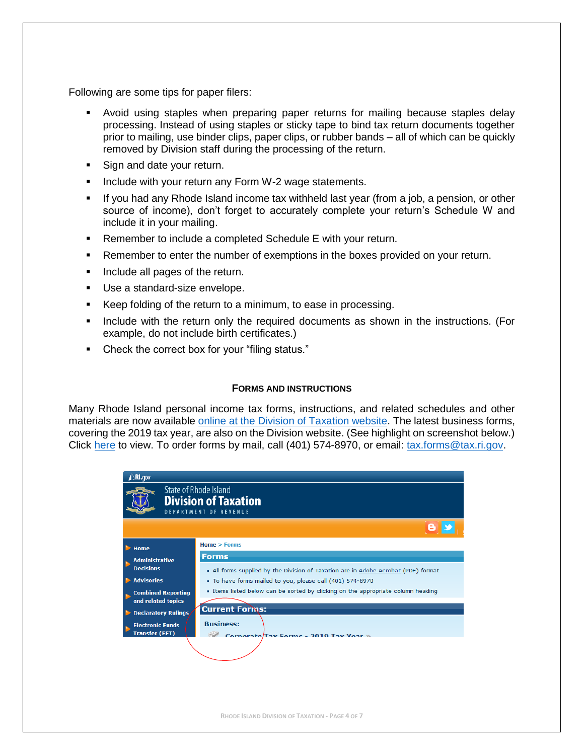Following are some tips for paper filers:

- Avoid using staples when preparing paper returns for mailing because staples delay processing. Instead of using staples or sticky tape to bind tax return documents together prior to mailing, use binder clips, paper clips, or rubber bands – all of which can be quickly removed by Division staff during the processing of the return.
- Sign and date your return.
- Include with your return any Form W-2 wage statements.
- If you had any Rhode Island income tax withheld last year (from a job, a pension, or other source of income), don't forget to accurately complete your return's Schedule W and include it in your mailing.
- Remember to include a completed Schedule E with your return.
- Remember to enter the number of exemptions in the boxes provided on your return.
- Include all pages of the return.
- Use a standard-size envelope.
- Keep folding of the return to a minimum, to ease in processing.
- Include with the return only the required documents as shown in the instructions. (For example, do not include birth certificates.)
- Check the correct box for your "filing status."

## Forms and Instructions

Many Rhode Island personal income tax forms, instructions, and related schedules and other materials are now available online at the Division of Taxation website. The latest business forms, covering the 2019 tax year, are also on the Division website. (See highlight on screenshot below.) Click here to view. To order forms by mail, call (401) 574-8970, or email: tax.forms@tax.ri.gov.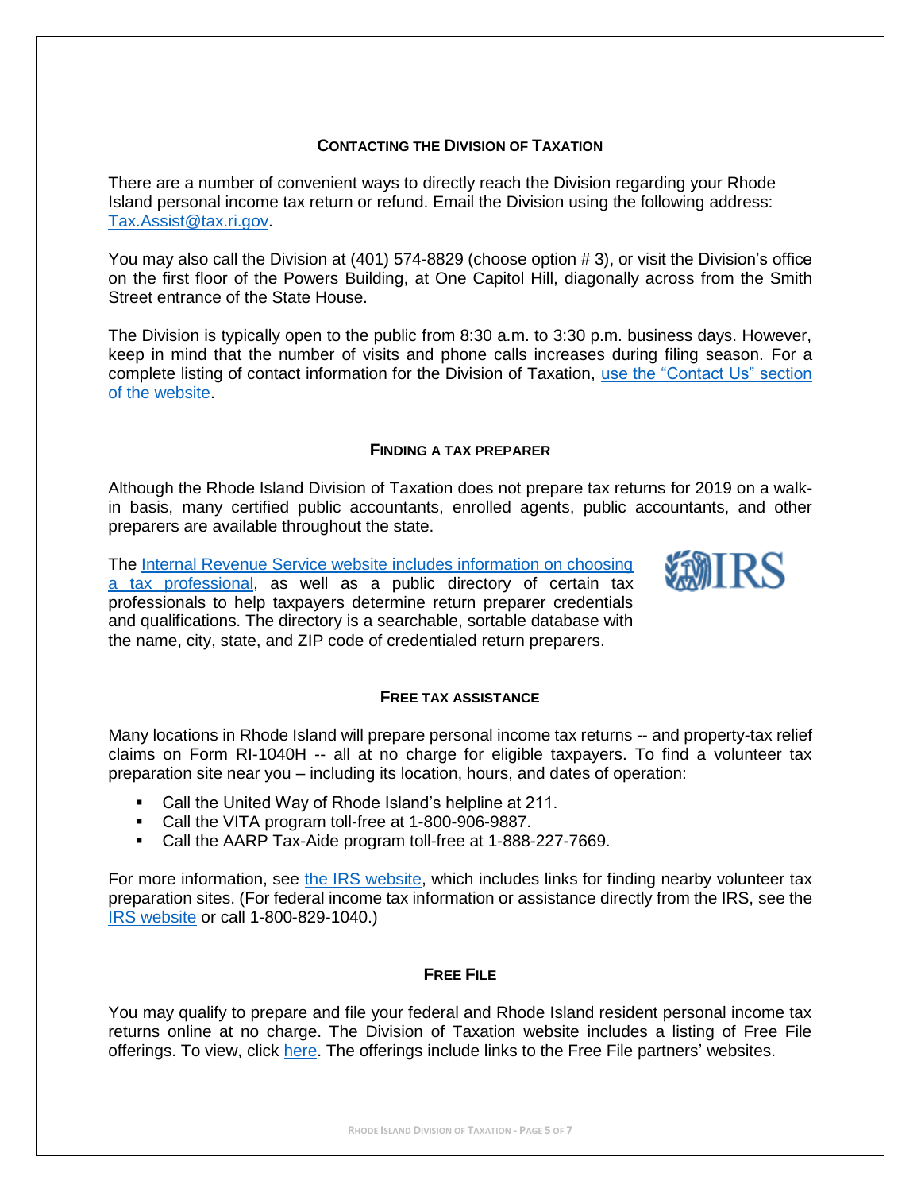## CONTACTING THE DIVISION OF TAXATION

There are a number of convenient ways to directly reach the Division regarding your Rhode Island personal income tax return or refund. Email the Division using the following address: Tax.Assist@tax.ri.gov.

You may also call the Division at (401) 574-8829 (choose option # 3), or visit the Division's office on the first floor of the Powers Building, at One Capitol Hill, diagonally across from the Smith Street entrance of the State House.

The Division is typically open to the public from 8:30 a.m. to 3:30 p.m. business days. However, keep in mind that the number of visits and phone calls increases during filing season. For a complete listing of contact information for the Division of Taxation, use the "Contact Us" section of the website.

## FINDING A TAX PREPARER

Although the Rhode Island Division of Taxation does not prepare tax returns for 2019 on a walk-in basis, many certified public accountants, enrolled agents, public accountants, and other preparers are available throughout the state.

The Internal Revenue Service website includes information on choosing a tax professional, as well as a public directory of certain tax professionals to help taxpayers determine return preparer credentials and qualifications. The directory is a searchable, sortable database with the name, city, state, and ZIP code of credentialed return preparers.

## FREE TAX ASSISTANCE

Many locations in Rhode Island will prepare personal income tax returns -- and property-tax relief claims on Form RI-1040H -- all at no charge for eligible taxpayers. To find a volunteer tax preparation site near you – including its location, hours, and dates of operation:

- Call the United Way of Rhode Island's helpline at 211.
- Call the VITA program toll-free at 1-800-906-9887.
- Call the AARP Tax-Aide program toll-free at 1-888-227-7669.

For more information, see the IRS website, which includes links for finding nearby volunteer tax preparation sites. (For federal income tax information or assistance directly from the IRS, see the IRS website or call 1-800-829-1040.)

## FREE FILE

You may qualify to prepare and file your federal and Rhode Island resident personal income tax returns online at no charge. The Division of Taxation website includes a listing of Free File offerings. To view, click here. The offerings include links to the Free File partners' websites.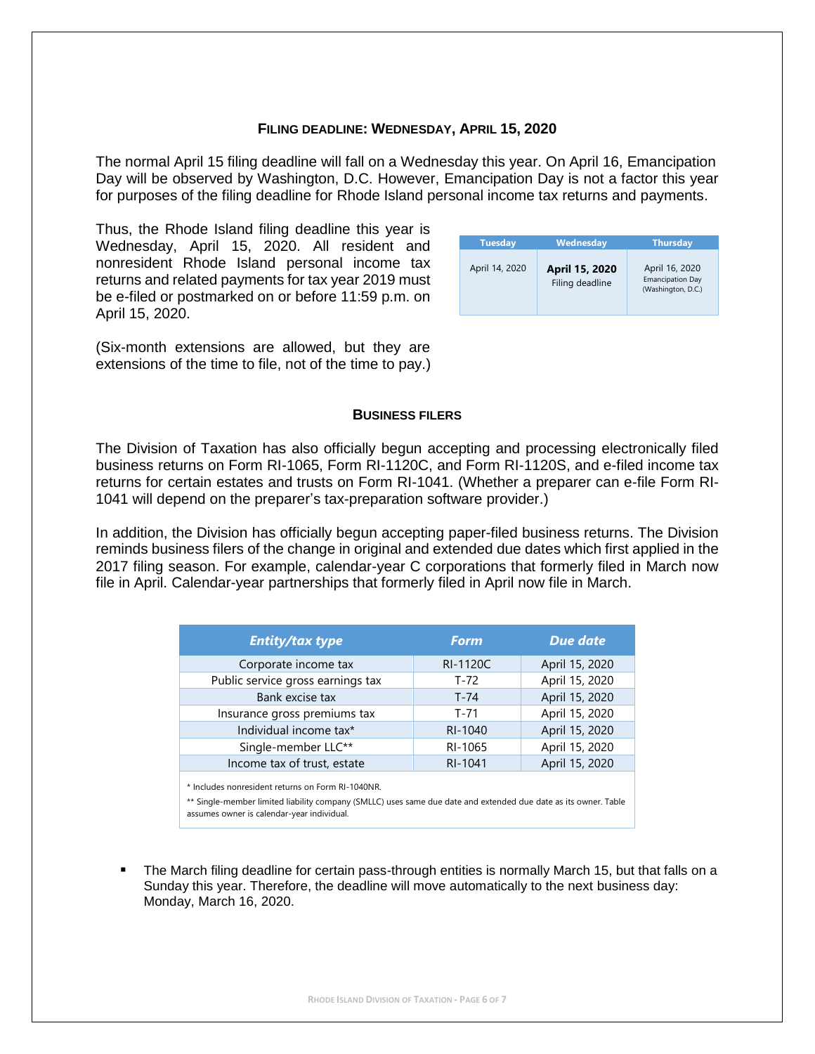## FILING DEADLINE: WEDNESDAY, APRIL 15, 2020

The normal April 15 filing deadline will fall on a Wednesday this year. On April 16, Emancipation Day will be observed by Washington, D.C. However, Emancipation Day is not a factor this year for purposes of the filing deadline for Rhode Island personal income tax returns and payments.

Thus, the Rhode Island filing deadline this year is Wednesday, April 15, 2020. All resident and nonresident Rhode Island personal income tax returns and related payments for tax year 2019 must be e-filed or postmarked on or before 11:59 p.m. on April 15, 2020.

| Tuesday | Wednesday | Thursday |
|---|---|---|
| April 14, 2020 | **April 15, 2020** Filing deadline | April 16, 2020 Emancipation Day (Washington, D.C.) |

(Six-month extensions are allowed, but they are extensions of the time to file, not of the time to pay.)

## BUSINESS FILERS

The Division of Taxation has also officially begun accepting and processing electronically filed business returns on Form RI-1065, Form RI-1120C, and Form RI-1120S, and e-filed income tax returns for certain estates and trusts on Form RI-1041. (Whether a preparer can e-file Form RI-1041 will depend on the preparer's tax-preparation software provider.)

In addition, the Division has officially begun accepting paper-filed business returns. The Division reminds business filers of the change in original and extended due dates which first applied in the 2017 filing season. For example, calendar-year C corporations that formerly filed in March now file in April. Calendar-year partnerships that formerly filed in April now file in March.

| *Entity/tax type* | *Form* | *Due date* |
|---|---|---|
| Corporate income tax | RI-1120C | April 15, 2020 |
| Public service gross earnings tax | T-72 | April 15, 2020 |
| Bank excise tax | T-74 | April 15, 2020 |
| Insurance gross premiums tax | T-71 | April 15, 2020 |
| Individual income tax* | RI-1040 | April 15, 2020 |
| Single-member LLC** | RI-1065 | April 15, 2020 |
| Income tax of trust, estate | RI-1041 | April 15, 2020 |

\* Includes nonresident returns on Form RI-1040NR.

** Single-member limited liability company (SMLLC) uses same due date and extended due date as its owner. Table assumes owner is calendar-year individual.

- The March filing deadline for certain pass-through entities is normally March 15, but that falls on a Sunday this year. Therefore, the deadline will move automatically to the next business day: Monday, March 16, 2020.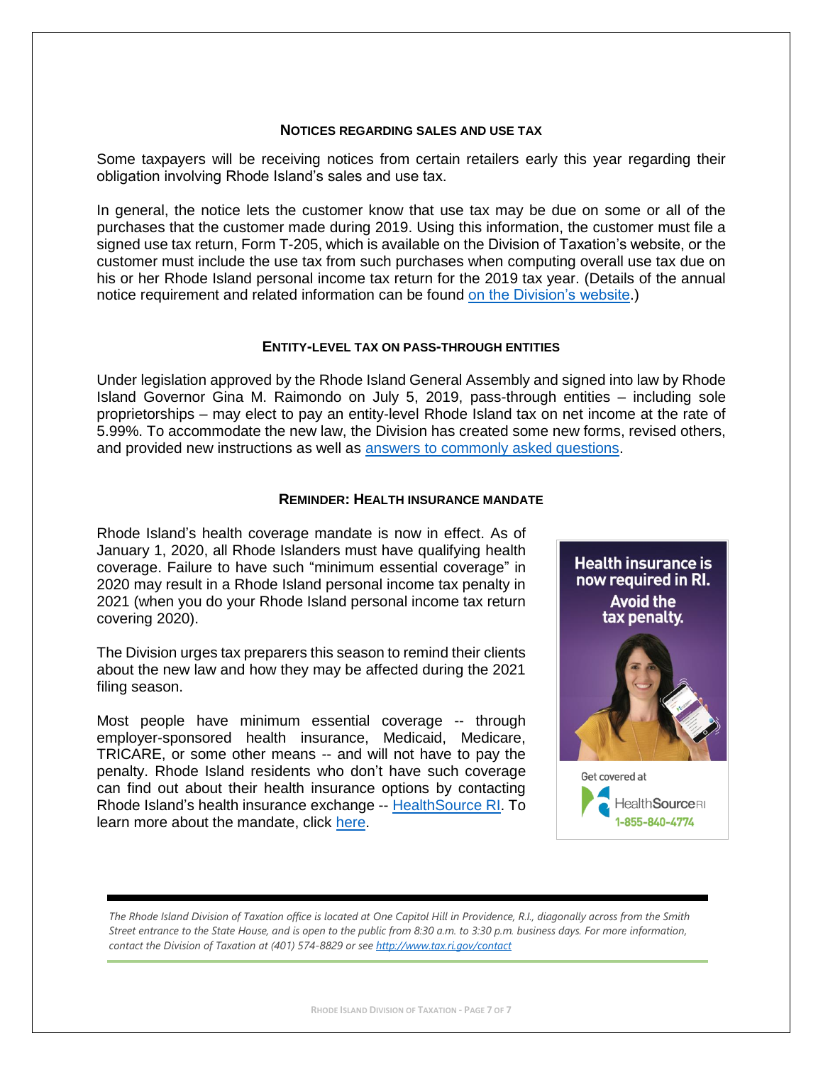## NOTICES REGARDING SALES AND USE TAX

Some taxpayers will be receiving notices from certain retailers early this year regarding their obligation involving Rhode Island's sales and use tax.

In general, the notice lets the customer know that use tax may be due on some or all of the purchases that the customer made during 2019. Using this information, the customer must file a signed use tax return, Form T-205, which is available on the Division of Taxation's website, or the customer must include the use tax from such purchases when computing overall use tax due on his or her Rhode Island personal income tax return for the 2019 tax year. (Details of the annual notice requirement and related information can be found on the Division's website.)

## ENTITY-LEVEL TAX ON PASS-THROUGH ENTITIES

Under legislation approved by the Rhode Island General Assembly and signed into law by Rhode Island Governor Gina M. Raimondo on July 5, 2019, pass-through entities – including sole proprietorships – may elect to pay an entity-level Rhode Island tax on net income at the rate of 5.99%. To accommodate the new law, the Division has created some new forms, revised others, and provided new instructions as well as answers to commonly asked questions.

## REMINDER: HEALTH INSURANCE MANDATE

Rhode Island's health coverage mandate is now in effect. As of January 1, 2020, all Rhode Islanders must have qualifying health coverage. Failure to have such "minimum essential coverage" in 2020 may result in a Rhode Island personal income tax penalty in 2021 (when you do your Rhode Island personal income tax return covering 2020).

The Division urges tax preparers this season to remind their clients about the new law and how they may be affected during the 2021 filing season.

Most people have minimum essential coverage -- through employer-sponsored health insurance, Medicaid, Medicare, TRICARE, or some other means -- and will not have to pay the penalty. Rhode Island residents who don't have such coverage can find out about their health insurance options by contacting Rhode Island's health insurance exchange -- HealthSource RI. To learn more about the mandate, click here.

Health insurance is now required in RI.
Avoid the tax penalty.

Get covered at
HealthSourceRI
1-855-840-4774

*The Rhode Island Division of Taxation office is located at One Capitol Hill in Providence, R.I., diagonally across from the Smith Street entrance to the State House, and is open to the public from 8:30 a.m. to 3:30 p.m. business days. For more information, contact the Division of Taxation at (401) 574-8829 or see http://www.tax.ri.gov/contact*